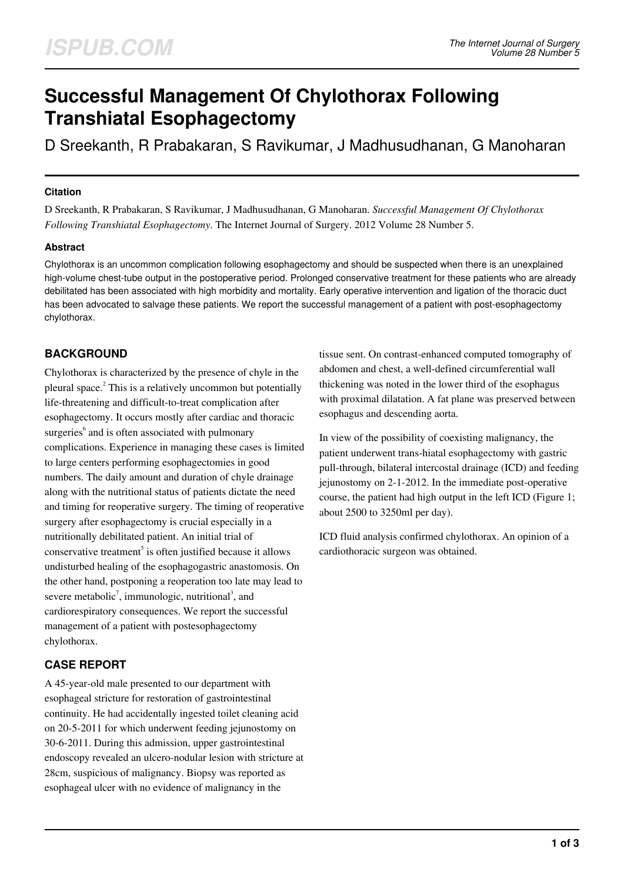# Successful Management Of Chylothorax Following Transhiatal Esophagectomy

D Sreekanth, R Prabakaran, S Ravikumar, J Madhusudhanan, G Manoharan

### Citation

D Sreekanth, R Prabakaran, S Ravikumar, J Madhusudhanan, G Manoharan. *Successful Management Of Chylothorax Following Transhiatal Esophagectomy*. The Internet Journal of Surgery. 2012 Volume 28 Number 5.

### Abstract

Chylothorax is an uncommon complication following esophagectomy and should be suspected when there is an unexplained high-volume chest-tube output in the postoperative period. Prolonged conservative treatment for these patients who are already debilitated has been associated with high morbidity and mortality. Early operative intervention and ligation of the thoracic duct has been advocated to salvage these patients. We report the successful management of a patient with post-esophagectomy chylothorax.

## BACKGROUND

Chylothorax is characterized by the presence of chyle in the pleural space.[2] This is a relatively uncommon but potentially life-threatening and difficult-to-treat complication after esophagectomy. It occurs mostly after cardiac and thoracic surgeries[6] and is often associated with pulmonary complications. Experience in managing these cases is limited to large centers performing esophagectomies in good numbers. The daily amount and duration of chyle drainage along with the nutritional status of patients dictate the need and timing for reoperative surgery. The timing of reoperative surgery after esophagectomy is crucial especially in a nutritionally debilitated patient. An initial trial of conservative treatment[5] is often justified because it allows undisturbed healing of the esophagogastric anastomosis. On the other hand, postponing a reoperation too late may lead to severe metabolic[7], immunologic, nutritional[3], and cardiorespiratory consequences. We report the successful management of a patient with postesophagectomy chylothorax.

## CASE REPORT

A 45-year-old male presented to our department with esophageal stricture for restoration of gastrointestinal continuity. He had accidentally ingested toilet cleaning acid on 20-5-2011 for which underwent feeding jejunostomy on 30-6-2011. During this admission, upper gastrointestinal endoscopy revealed an ulcero-nodular lesion with stricture at 28cm, suspicious of malignancy. Biopsy was reported as esophageal ulcer with no evidence of malignancy in the tissue sent. On contrast-enhanced computed tomography of abdomen and chest, a well-defined circumferential wall thickening was noted in the lower third of the esophagus with proximal dilatation. A fat plane was preserved between esophagus and descending aorta.

In view of the possibility of coexisting malignancy, the patient underwent trans-hiatal esophagectomy with gastric pull-through, bilateral intercostal drainage (ICD) and feeding jejunostomy on 2-1-2012. In the immediate post-operative course, the patient had high output in the left ICD (Figure 1; about 2500 to 3250ml per day).

ICD fluid analysis confirmed chylothorax. An opinion of a cardiothoracic surgeon was obtained.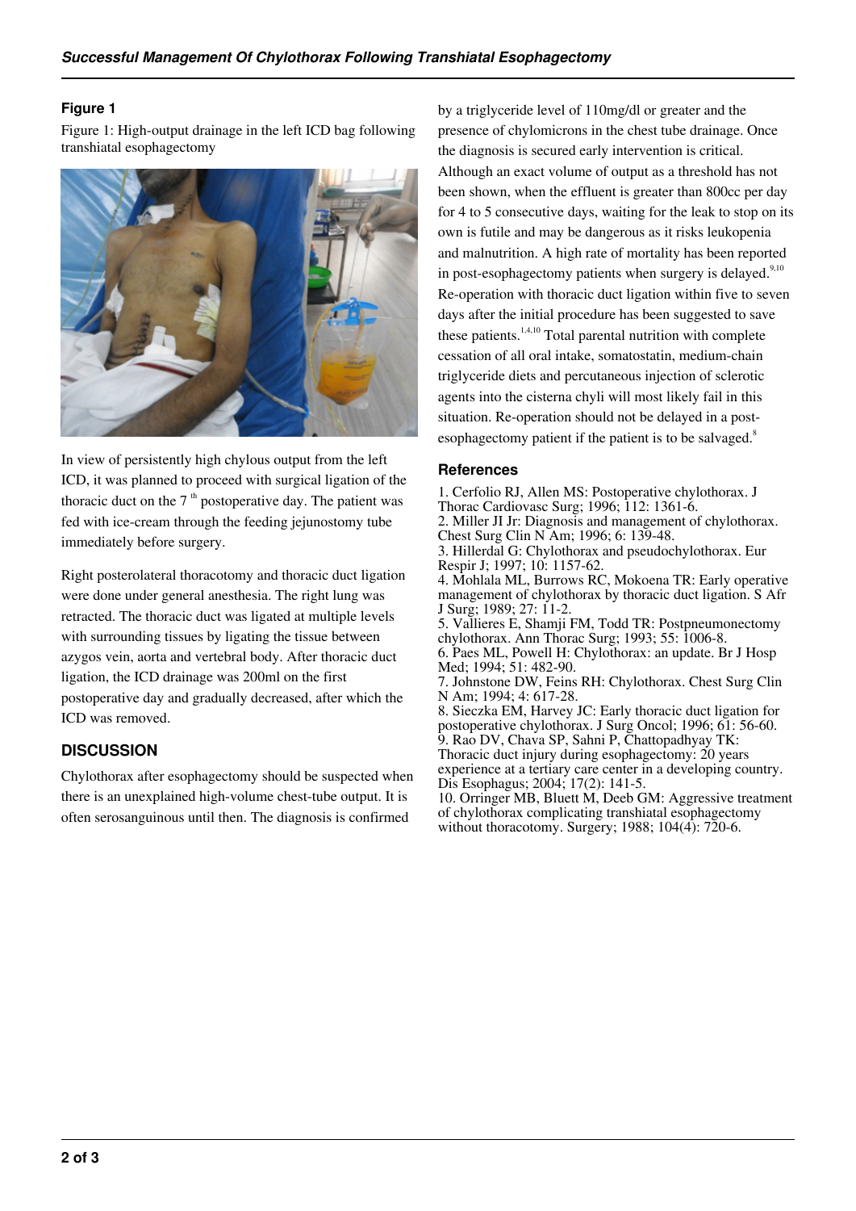### Figure 1

Figure 1: High-output drainage in the left ICD bag following transhiatal esophagectomy

In view of persistently high chylous output from the left ICD, it was planned to proceed with surgical ligation of the thoracic duct on the 7 th postoperative day. The patient was fed with ice-cream through the feeding jejunostomy tube immediately before surgery.

Right posterolateral thoracotomy and thoracic duct ligation were done under general anesthesia. The right lung was retracted. The thoracic duct was ligated at multiple levels with surrounding tissues by ligating the tissue between azygos vein, aorta and vertebral body. After thoracic duct ligation, the ICD drainage was 200ml on the first postoperative day and gradually decreased, after which the ICD was removed.

## DISCUSSION

Chylothorax after esophagectomy should be suspected when there is an unexplained high-volume chest-tube output. It is often serosanguinous until then. The diagnosis is confirmed by a triglyceride level of 110mg/dl or greater and the presence of chylomicrons in the chest tube drainage. Once the diagnosis is secured early intervention is critical. Although an exact volume of output as a threshold has not been shown, when the effluent is greater than 800cc per day for 4 to 5 consecutive days, waiting for the leak to stop on its own is futile and may be dangerous as it risks leukopenia and malnutrition. A high rate of mortality has been reported in post-esophagectomy patients when surgery is delayed.[9,10] Re-operation with thoracic duct ligation within five to seven days after the initial procedure has been suggested to save these patients.[1,4,10] Total parental nutrition with complete cessation of all oral intake, somatostatin, medium-chain triglyceride diets and percutaneous injection of sclerotic agents into the cisterna chyli will most likely fail in this situation. Re-operation should not be delayed in a post-esophagectomy patient if the patient is to be salvaged.[8]

## References

1. Cerfolio RJ, Allen MS: Postoperative chylothorax. J Thorac Cardiovasc Surg; 1996; 112: 1361-6.
2. Miller JI Jr: Diagnosis and management of chylothorax. Chest Surg Clin N Am; 1996; 6: 139-48.
3. Hillerdal G: Chylothorax and pseudochylothorax. Eur Respir J; 1997; 10: 1157-62.
4. Mohlala ML, Burrows RC, Mokoena TR: Early operative management of chylothorax by thoracic duct ligation. S Afr J Surg; 1989; 27: 11-2.
5. Vallieres E, Shamji FM, Todd TR: Postpneumonectomy chylothorax. Ann Thorac Surg; 1993; 55: 1006-8.
6. Paes ML, Powell H: Chylothorax: an update. Br J Hosp Med; 1994; 51: 482-90.
7. Johnstone DW, Feins RH: Chylothorax. Chest Surg Clin N Am; 1994; 4: 617-28.
8. Sieczka EM, Harvey JC: Early thoracic duct ligation for postoperative chylothorax. J Surg Oncol; 1996; 61: 56-60.
9. Rao DV, Chava SP, Sahni P, Chattopadhyay TK: Thoracic duct injury during esophagectomy: 20 years experience at a tertiary care center in a developing country. Dis Esophagus; 2004; 17(2): 141-5.
10. Orringer MB, Bluett M, Deeb GM: Aggressive treatment of chylothorax complicating transhiatal esophagectomy without thoracotomy. Surgery; 1988; 104(4): 720-6.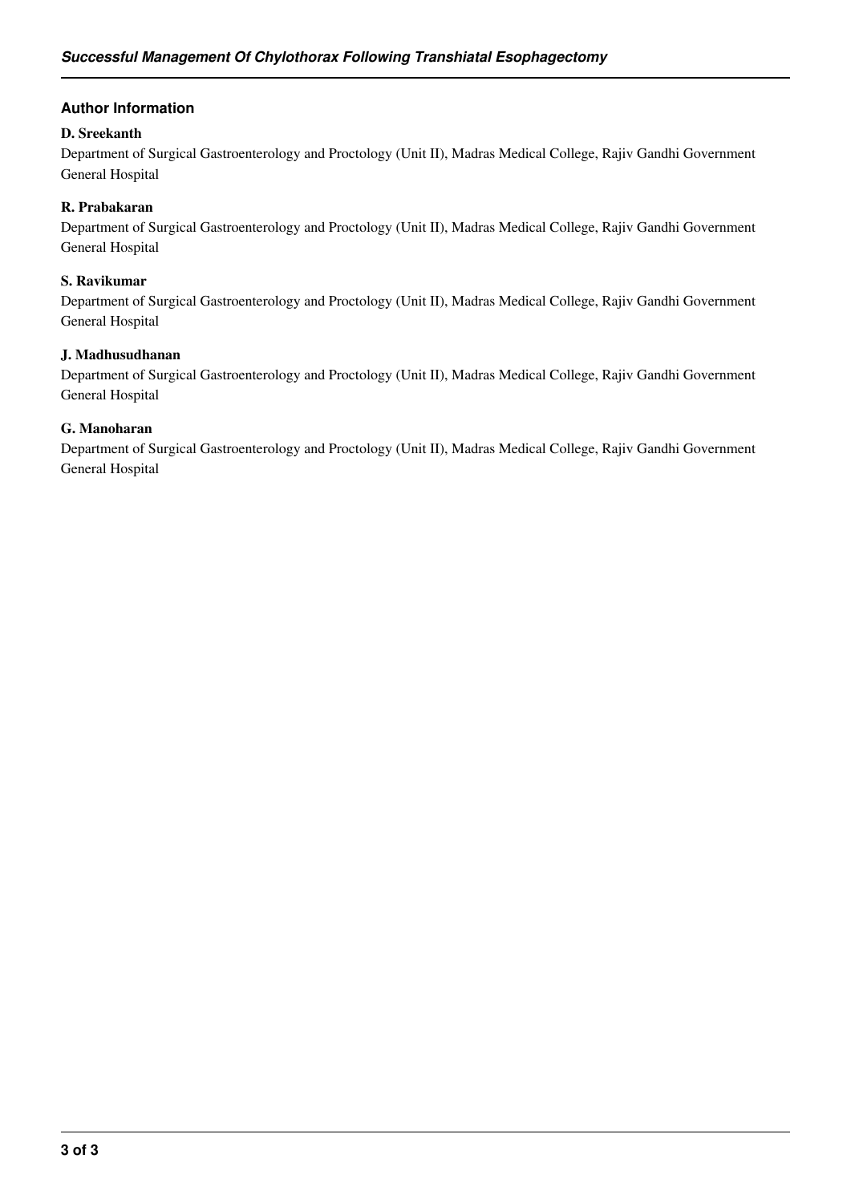## Author Information

**D. Sreekanth**

Department of Surgical Gastroenterology and Proctology (Unit II), Madras Medical College, Rajiv Gandhi Government General Hospital

**R. Prabakaran**

Department of Surgical Gastroenterology and Proctology (Unit II), Madras Medical College, Rajiv Gandhi Government General Hospital

**S. Ravikumar**

Department of Surgical Gastroenterology and Proctology (Unit II), Madras Medical College, Rajiv Gandhi Government General Hospital

**J. Madhusudhanan**

Department of Surgical Gastroenterology and Proctology (Unit II), Madras Medical College, Rajiv Gandhi Government General Hospital

**G. Manoharan**

Department of Surgical Gastroenterology and Proctology (Unit II), Madras Medical College, Rajiv Gandhi Government General Hospital